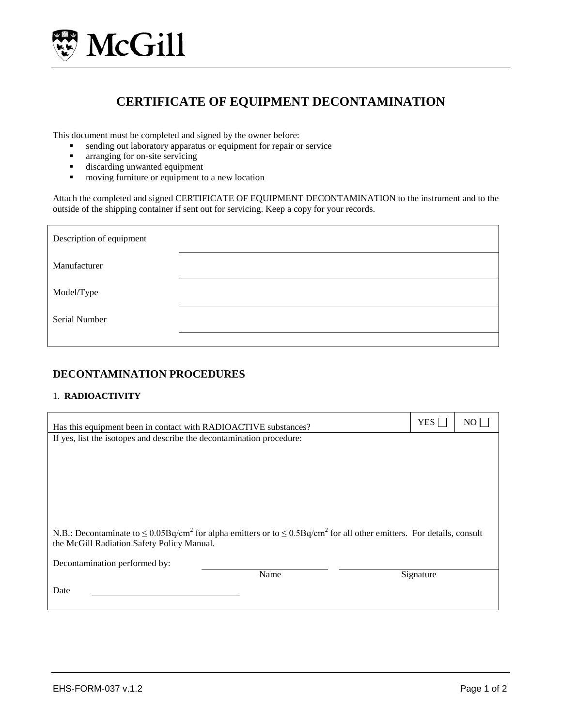McGill

# CERTIFICATE OF EQUIPMENT DECONTAMINATION

This document must be completed and signed by the owner before:

- sending out laboratory apparatus or equipment for repair or service
- arranging for on-site servicing
- discarding unwanted equipment
- moving furniture or equipment to a new location

Attach the completed and signed CERTIFICATE OF EQUIPMENT DECONTAMINATION to the instrument and to the outside of the shipping container if sent out for servicing. Keep a copy for your records.

| | |
|---|---|
| Description of equipment | |
| Manufacturer | |
| Model/Type | |
| Serial Number | |

## DECONTAMINATION PROCEDURES

### 1. RADIOACTIVITY

| | | |
|---|---|---|
| Has this equipment been in contact with RADIOACTIVE substances? | YES ☐ | NO ☐ |

If yes, list the isotopes and describe the decontamination procedure:

N.B.: Decontaminate to $\leq 0.05 Bq/cm^2$ for alpha emitters or to $\leq 0.5 Bq/cm^2$ for all other emitters. For details, consult the McGill Radiation Safety Policy Manual.

Decontamination performed by: ______________________ ______________________

Name Signature

Date ______________________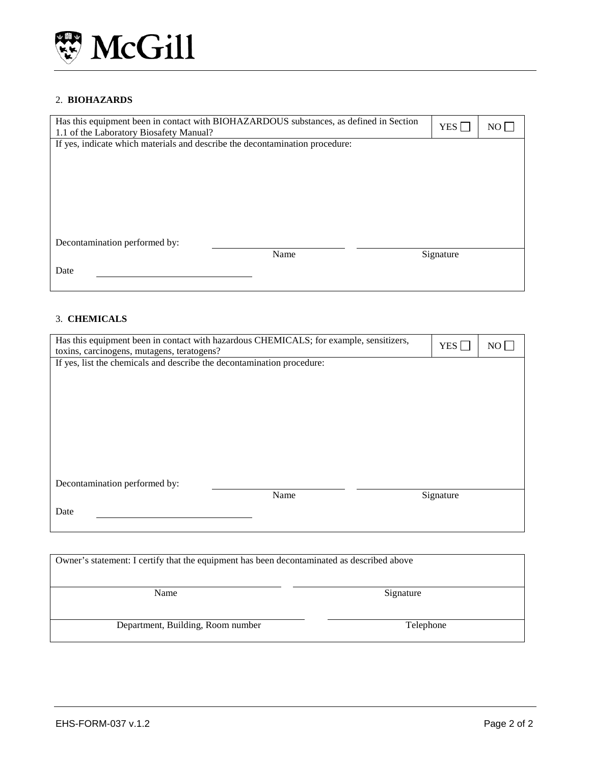## 2. BIOHAZARDS

| | | |
|---|---|---|
| Has this equipment been in contact with BIOHAZARDOUS substances, as defined in Section 1.1 of the Laboratory Biosafety Manual? | YES ☐ | NO ☐ |

If yes, indicate which materials and describe the decontamination procedure:

Decontamination performed by: ____________________ ____________________

Name Signature

Date ____________________

## 3. CHEMICALS

| | | |
|---|---|---|
| Has this equipment been in contact with hazardous CHEMICALS; for example, sensitizers, toxins, carcinogens, mutagens, teratogens? | YES ☐ | NO ☐ |

If yes, list the chemicals and describe the decontamination procedure:

Decontamination performed by: ____________________ ____________________

Name Signature

Date ____________________

---

Owner's statement: I certify that the equipment has been decontaminated as described above

____________________ ____________________

Name Signature

____________________ ____________________

Department, Building, Room number Telephone

EHS-FORM-037 v.1.2